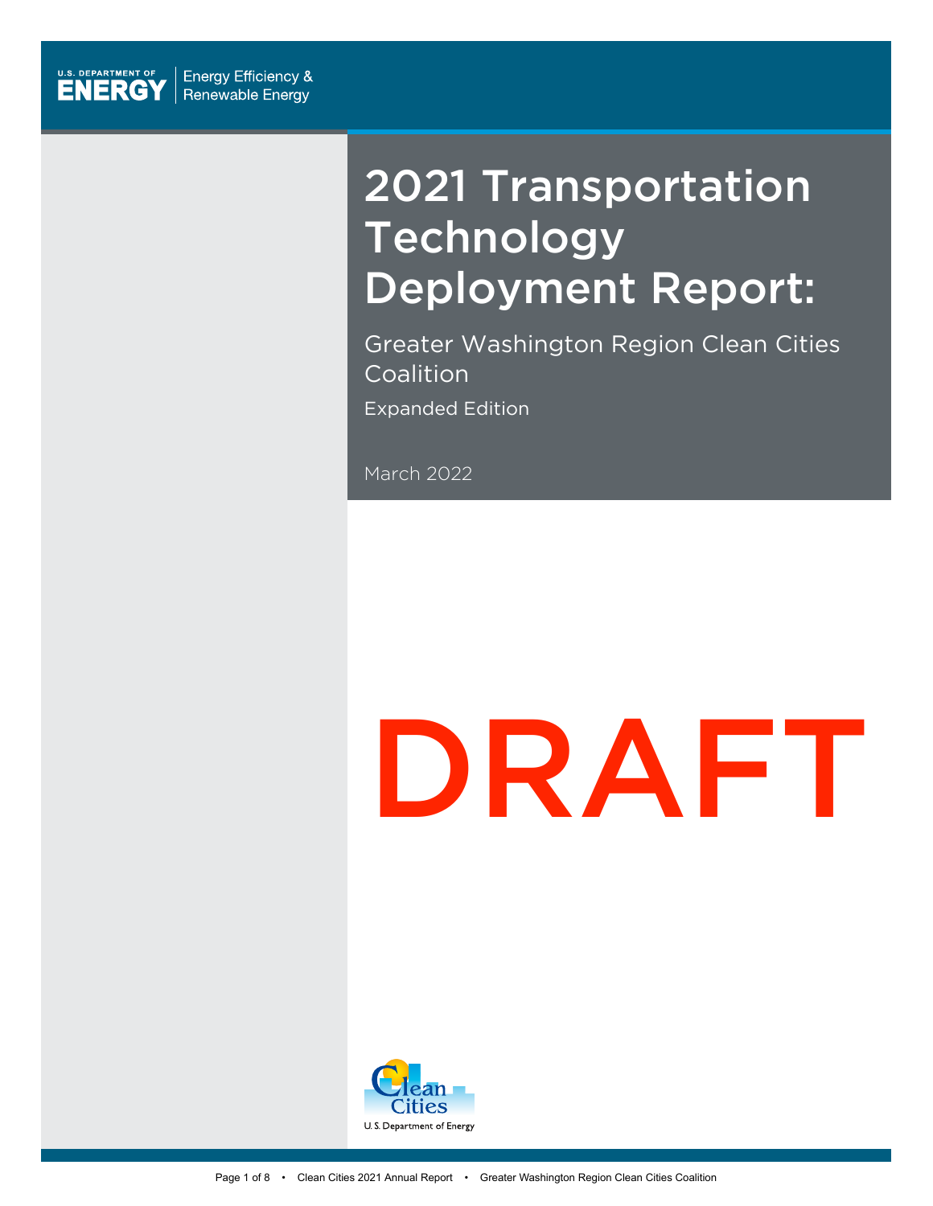U.S. DEPARTMENT OF ENERGY | Energy Efficiency & Renewable Energy

# 2021 Transportation Technology Deployment Report:

## Greater Washington Region Clean Cities Coalition

Expanded Edition

March 2022

DRAFT

Clean Cities
U.S. Department of Energy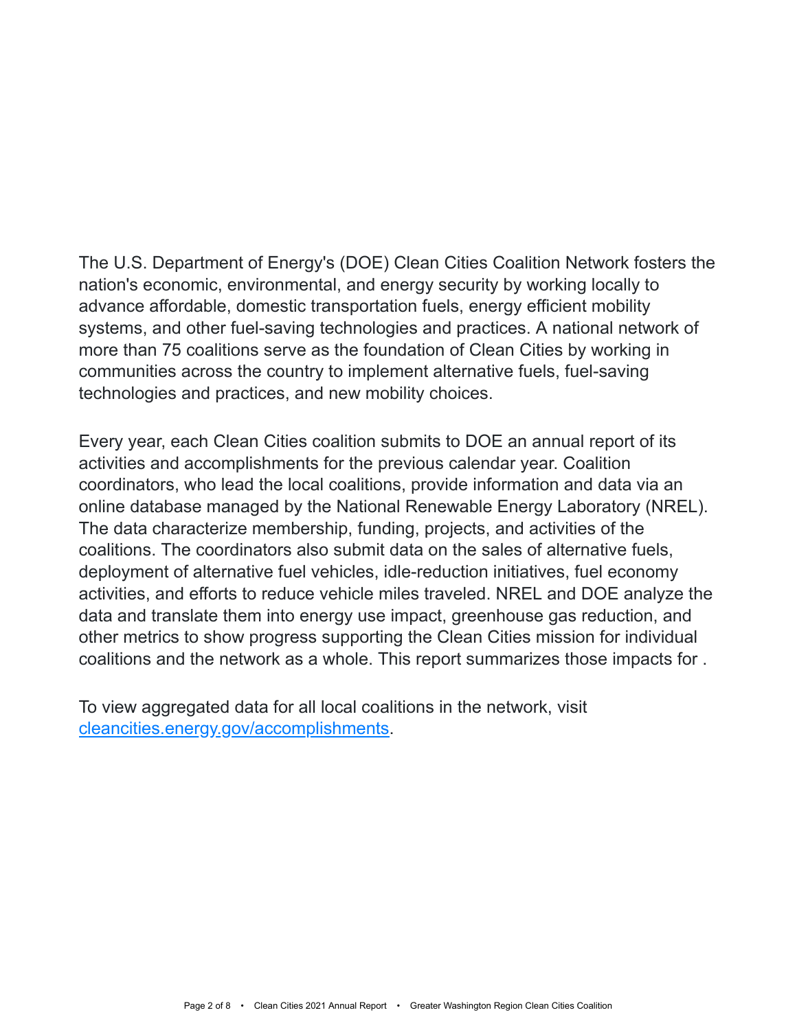The U.S. Department of Energy's (DOE) Clean Cities Coalition Network fosters the nation's economic, environmental, and energy security by working locally to advance affordable, domestic transportation fuels, energy efficient mobility systems, and other fuel-saving technologies and practices. A national network of more than 75 coalitions serve as the foundation of Clean Cities by working in communities across the country to implement alternative fuels, fuel-saving technologies and practices, and new mobility choices.

Every year, each Clean Cities coalition submits to DOE an annual report of its activities and accomplishments for the previous calendar year. Coalition coordinators, who lead the local coalitions, provide information and data via an online database managed by the National Renewable Energy Laboratory (NREL). The data characterize membership, funding, projects, and activities of the coalitions. The coordinators also submit data on the sales of alternative fuels, deployment of alternative fuel vehicles, idle-reduction initiatives, fuel economy activities, and efforts to reduce vehicle miles traveled. NREL and DOE analyze the data and translate them into energy use impact, greenhouse gas reduction, and other metrics to show progress supporting the Clean Cities mission for individual coalitions and the network as a whole. This report summarizes those impacts for .

To view aggregated data for all local coalitions in the network, visit [cleancities.energy.gov/accomplishments](https://cleancities.energy.gov/accomplishments).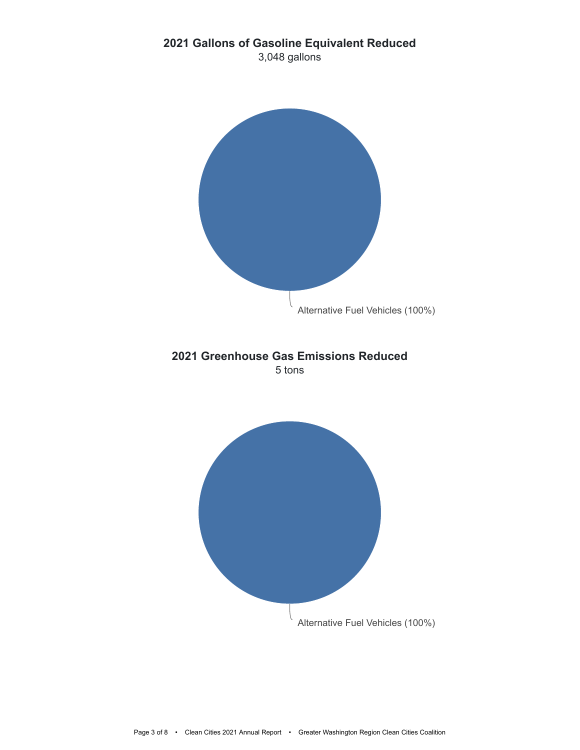## 2021 Gallons of Gasoline Equivalent Reduced

3,048 gallons

Alternative Fuel Vehicles (100%)

## 2021 Greenhouse Gas Emissions Reduced

5 tons

Alternative Fuel Vehicles (100%)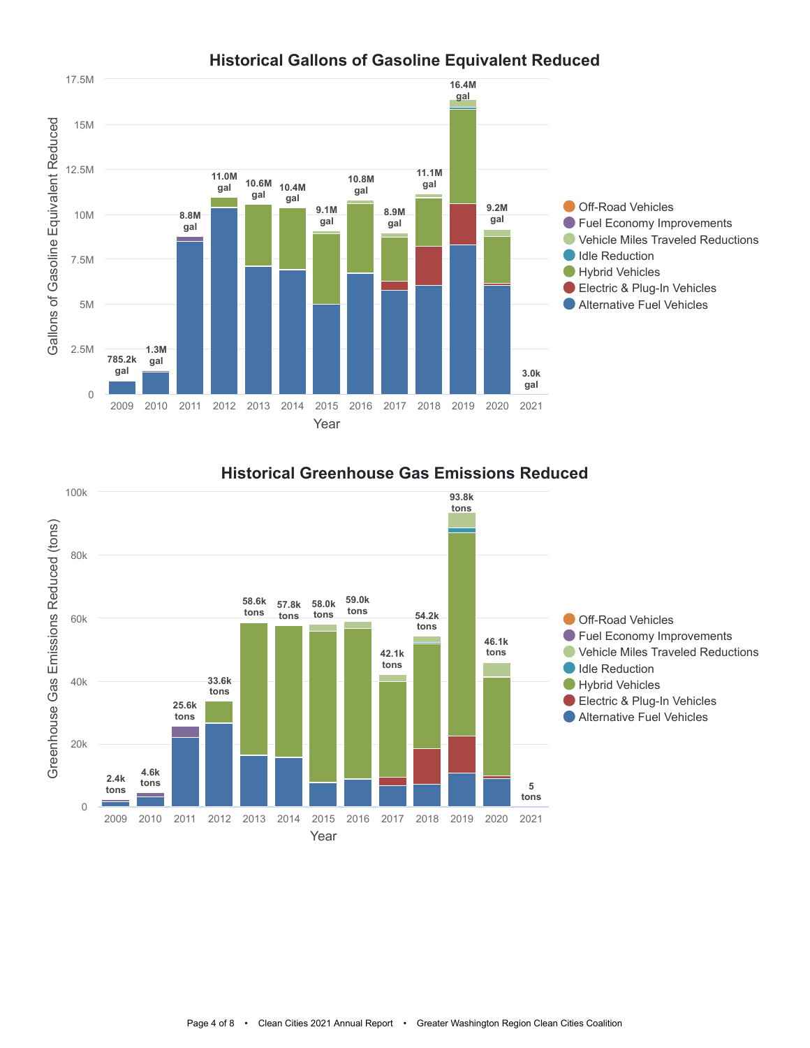## Historical Gallons of Gasoline Equivalent Reduced

| Year | Total |
|---|---|
| 2009 | 785.2k gal |
| 2010 | 1.3M gal |
| 2011 | 8.8M gal |
| 2012 | 11.0M gal |
| 2013 | 10.6M gal |
| 2014 | 10.4M gal |
| 2015 | 9.1M gal |
| 2016 | 10.8M gal |
| 2017 | 8.9M gal |
| 2018 | 11.1M gal |
| 2019 | 16.4M gal |
| 2020 | 9.2M gal |
| 2021 | 3.0k gal |

Categories: Off-Road Vehicles, Fuel Economy Improvements, Vehicle Miles Traveled Reductions, Idle Reduction, Hybrid Vehicles, Electric & Plug-In Vehicles, Alternative Fuel Vehicles

## Historical Greenhouse Gas Emissions Reduced

| Year | Total |
|---|---|
| 2009 | 2.4k tons |
| 2010 | 4.6k tons |
| 2011 | 25.6k tons |
| 2012 | 33.6k tons |
| 2013 | 58.6k tons |
| 2014 | 57.8k tons |
| 2015 | 58.0k tons |
| 2016 | 59.0k tons |
| 2017 | 42.1k tons |
| 2018 | 54.2k tons |
| 2019 | 93.8k tons |
| 2020 | 46.1k tons |
| 2021 | 5 tons |

Categories: Off-Road Vehicles, Fuel Economy Improvements, Vehicle Miles Traveled Reductions, Idle Reduction, Hybrid Vehicles, Electric & Plug-In Vehicles, Alternative Fuel Vehicles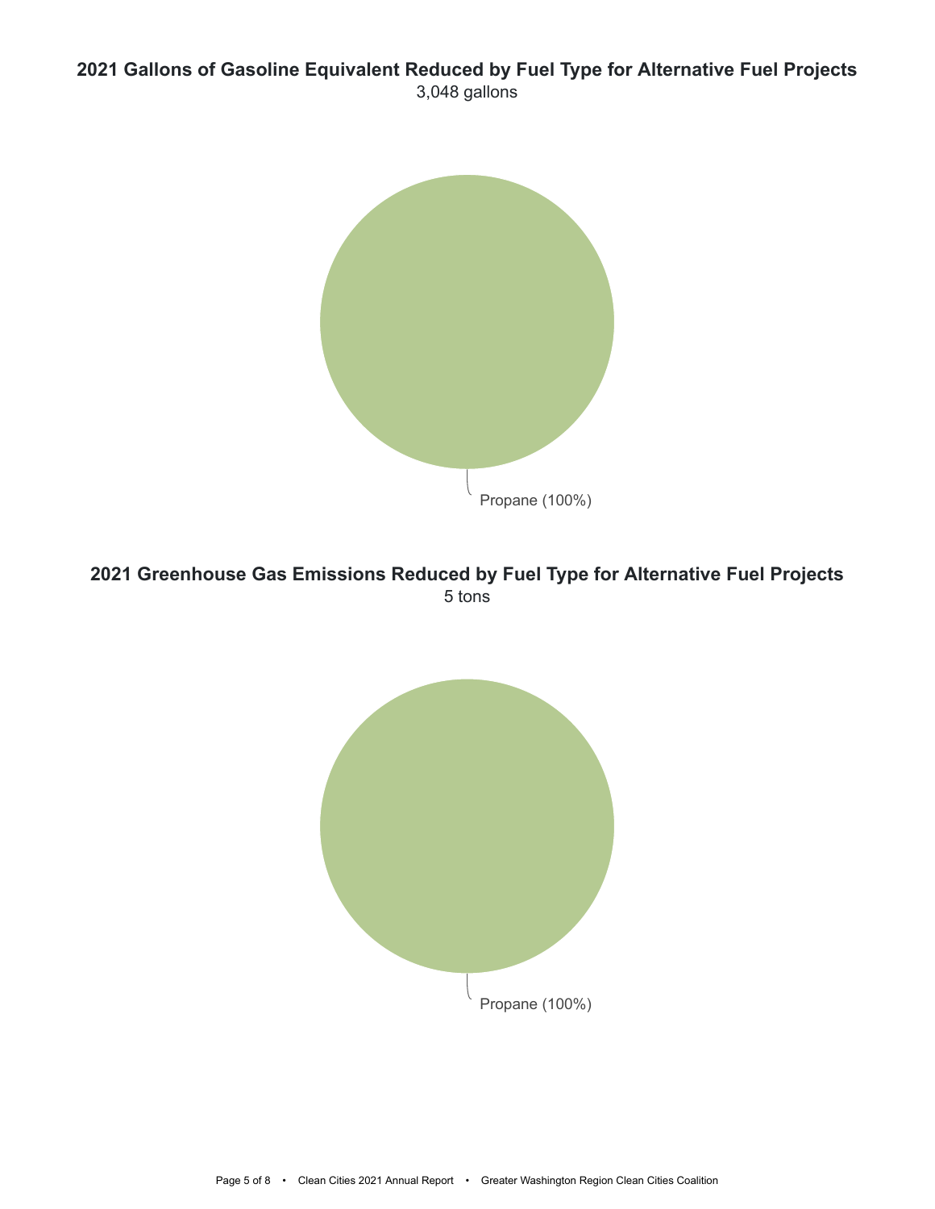## 2021 Gallons of Gasoline Equivalent Reduced by Fuel Type for Alternative Fuel Projects

3,048 gallons

Propane (100%)

## 2021 Greenhouse Gas Emissions Reduced by Fuel Type for Alternative Fuel Projects

5 tons

Propane (100%)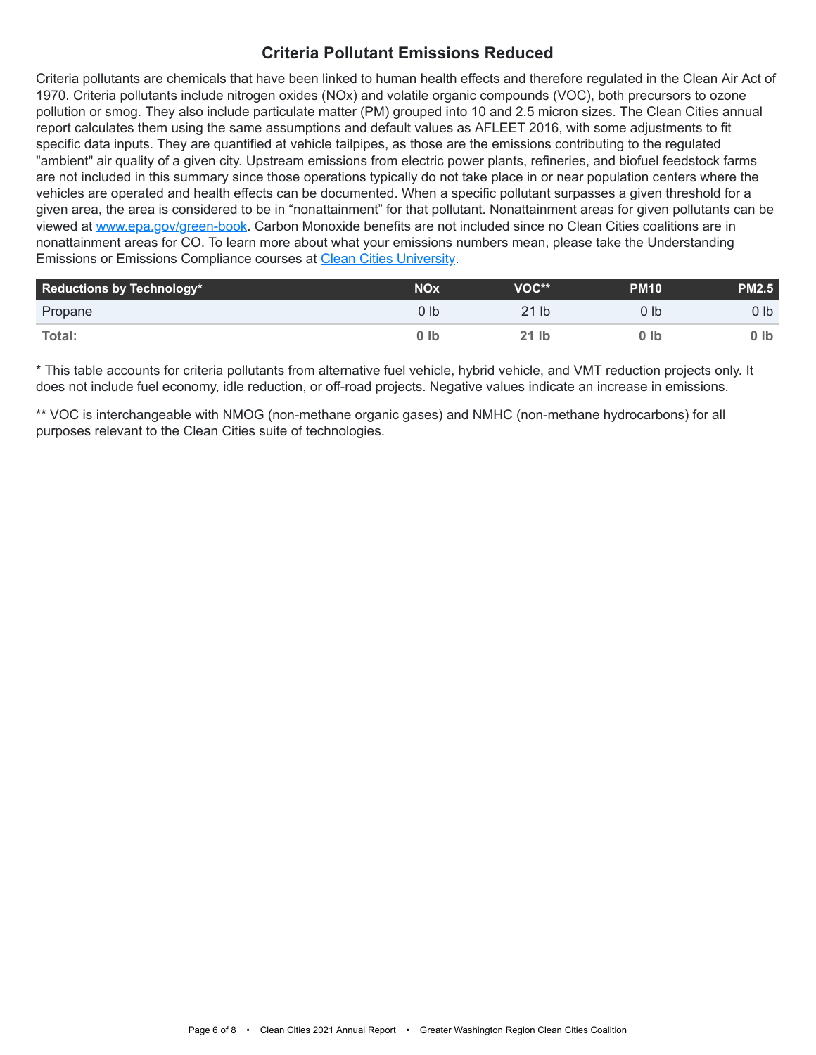## Criteria Pollutant Emissions Reduced

Criteria pollutants are chemicals that have been linked to human health effects and therefore regulated in the Clean Air Act of 1970. Criteria pollutants include nitrogen oxides (NOx) and volatile organic compounds (VOC), both precursors to ozone pollution or smog. They also include particulate matter (PM) grouped into 10 and 2.5 micron sizes. The Clean Cities annual report calculates them using the same assumptions and default values as AFLEET 2016, with some adjustments to fit specific data inputs. They are quantified at vehicle tailpipes, as those are the emissions contributing to the regulated "ambient" air quality of a given city. Upstream emissions from electric power plants, refineries, and biofuel feedstock farms are not included in this summary since those operations typically do not take place in or near population centers where the vehicles are operated and health effects can be documented. When a specific pollutant surpasses a given threshold for a given area, the area is considered to be in "nonattainment" for that pollutant. Nonattainment areas for given pollutants can be viewed at [www.epa.gov/green-book](http://www.epa.gov/green-book). Carbon Monoxide benefits are not included since no Clean Cities coalitions are in nonattainment areas for CO. To learn more about what your emissions numbers mean, please take the Understanding Emissions or Emissions Compliance courses at Clean Cities University.

| Reductions by Technology* | NOx | VOC** | PM10 | PM2.5 |
|---|---|---|---|---|
| Propane | 0 lb | 21 lb | 0 lb | 0 lb |
| **Total:** | **0 lb** | **21 lb** | **0 lb** | **0 lb** |

* This table accounts for criteria pollutants from alternative fuel vehicle, hybrid vehicle, and VMT reduction projects only. It does not include fuel economy, idle reduction, or off-road projects. Negative values indicate an increase in emissions.

** VOC is interchangeable with NMOG (non-methane organic gases) and NMHC (non-methane hydrocarbons) for all purposes relevant to the Clean Cities suite of technologies.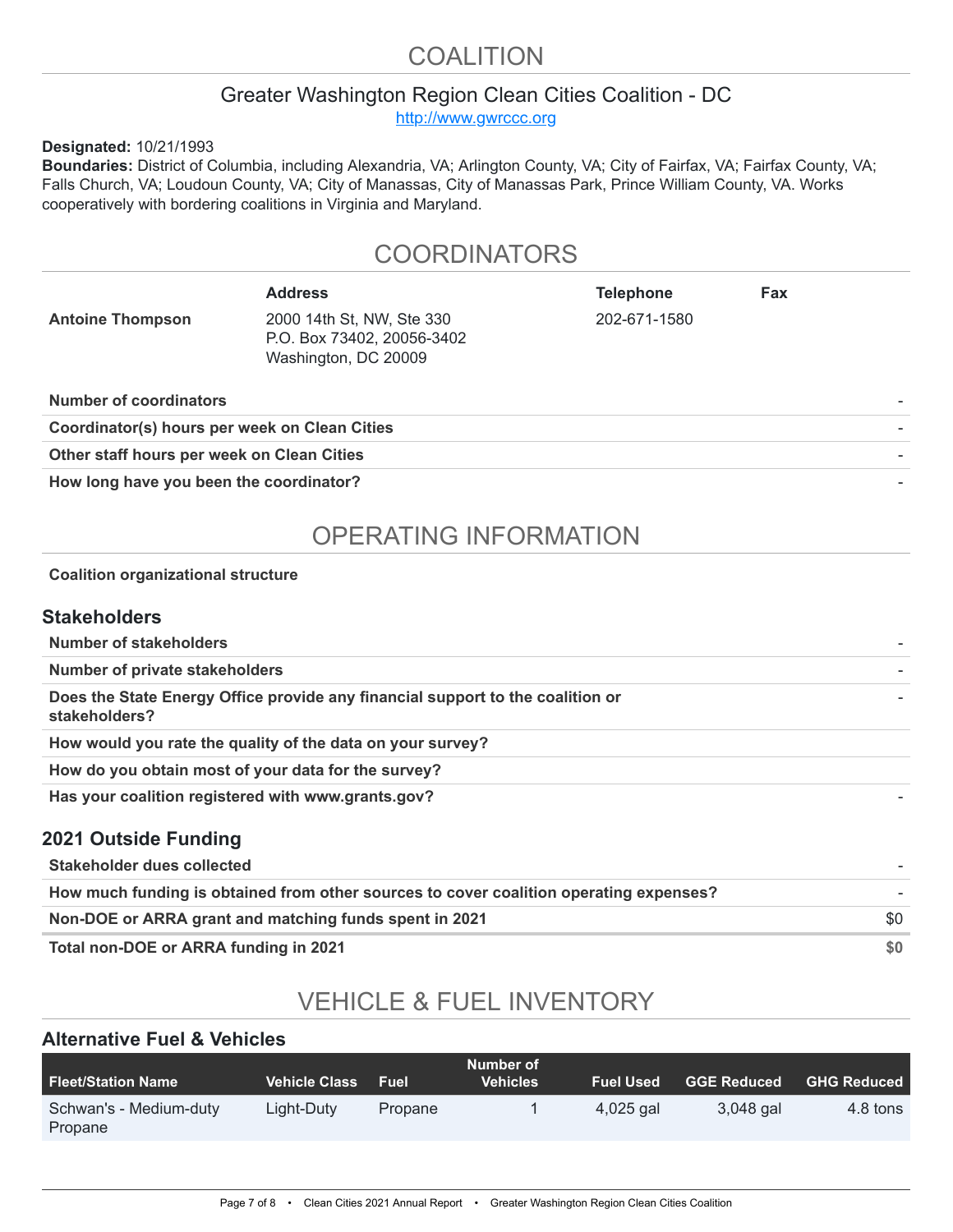# COALITION

## Greater Washington Region Clean Cities Coalition - DC

http://www.gwrccc.org

**Designated:** 10/21/1993

**Boundaries:** District of Columbia, including Alexandria, VA; Arlington County, VA; City of Fairfax, VA; Fairfax County, VA; Falls Church, VA; Loudoun County, VA; City of Manassas, City of Manassas Park, Prince William County, VA. Works cooperatively with bordering coalitions in Virginia and Maryland.

# COORDINATORS

| | Address | Telephone | Fax |
|---|---|---|---|
| **Antoine Thompson** | 2000 14th St, NW, Ste 330<br>P.O. Box 73402, 20056-3402<br>Washington, DC 20009 | 202-671-1580 | |

| | |
|---|---|
| **Number of coordinators** | - |
| **Coordinator(s) hours per week on Clean Cities** | - |
| **Other staff hours per week on Clean Cities** | - |
| **How long have you been the coordinator?** | - |

# OPERATING INFORMATION

**Coalition organizational structure**

### Stakeholders

| | |
|---|---|
| **Number of stakeholders** | - |
| **Number of private stakeholders** | - |
| **Does the State Energy Office provide any financial support to the coalition or stakeholders?** | - |
| **How would you rate the quality of the data on your survey?** | |
| **How do you obtain most of your data for the survey?** | |
| **Has your coalition registered with www.grants.gov?** | - |

### 2021 Outside Funding

| | |
|---|---|
| **Stakeholder dues collected** | - |
| **How much funding is obtained from other sources to cover coalition operating expenses?** | - |
| **Non-DOE or ARRA grant and matching funds spent in 2021** | $0 |
| **Total non-DOE or ARRA funding in 2021** | **$0** |

# VEHICLE & FUEL INVENTORY

### Alternative Fuel & Vehicles

| Fleet/Station Name | Vehicle Class | Fuel | Number of Vehicles | Fuel Used | GGE Reduced | GHG Reduced |
|---|---|---|---|---|---|---|
| Schwan's - Medium-duty Propane | Light-Duty | Propane | 1 | 4,025 gal | 3,048 gal | 4.8 tons |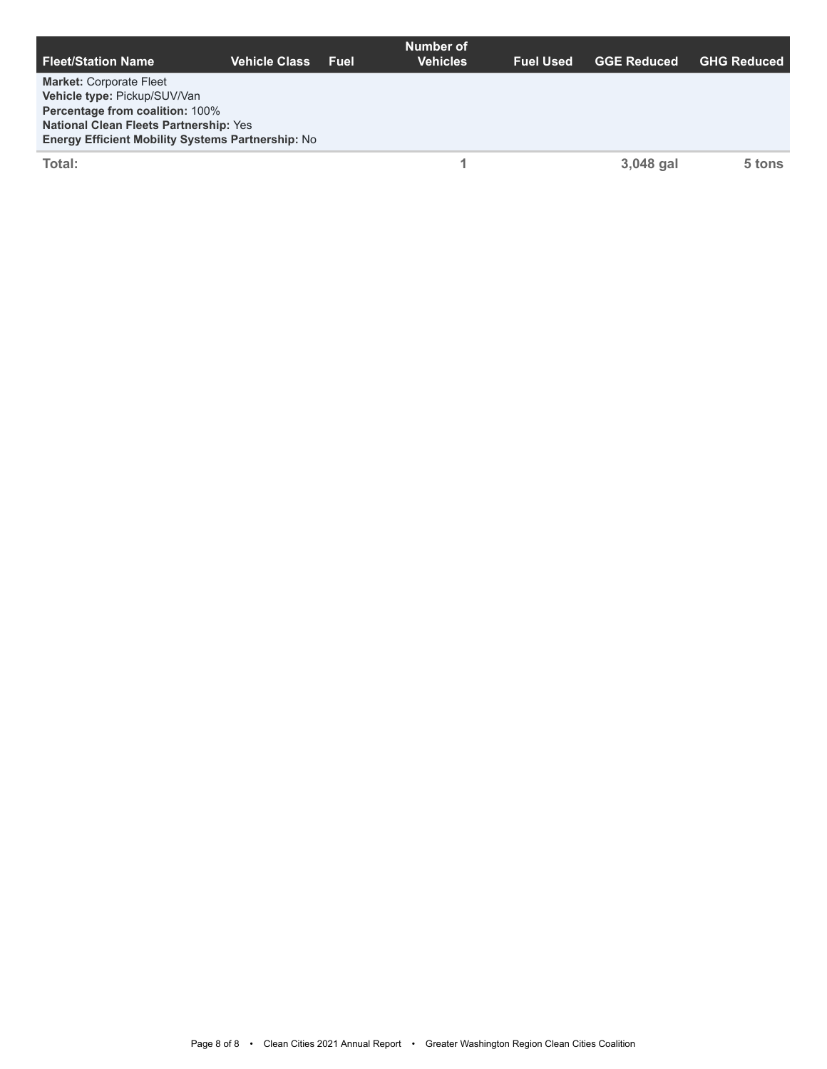| Fleet/Station Name | Vehicle Class | Fuel | Number of Vehicles | Fuel Used | GGE Reduced | GHG Reduced |
|---|---|---|---|---|---|---|
| **Market:** Corporate Fleet<br>**Vehicle type:** Pickup/SUV/Van<br>**Percentage from coalition:** 100%<br>**National Clean Fleets Partnership:** Yes<br>**Energy Efficient Mobility Systems Partnership:** No | | | | | | |
| **Total:** | | | **1** | | **3,048 gal** | **5 tons** |